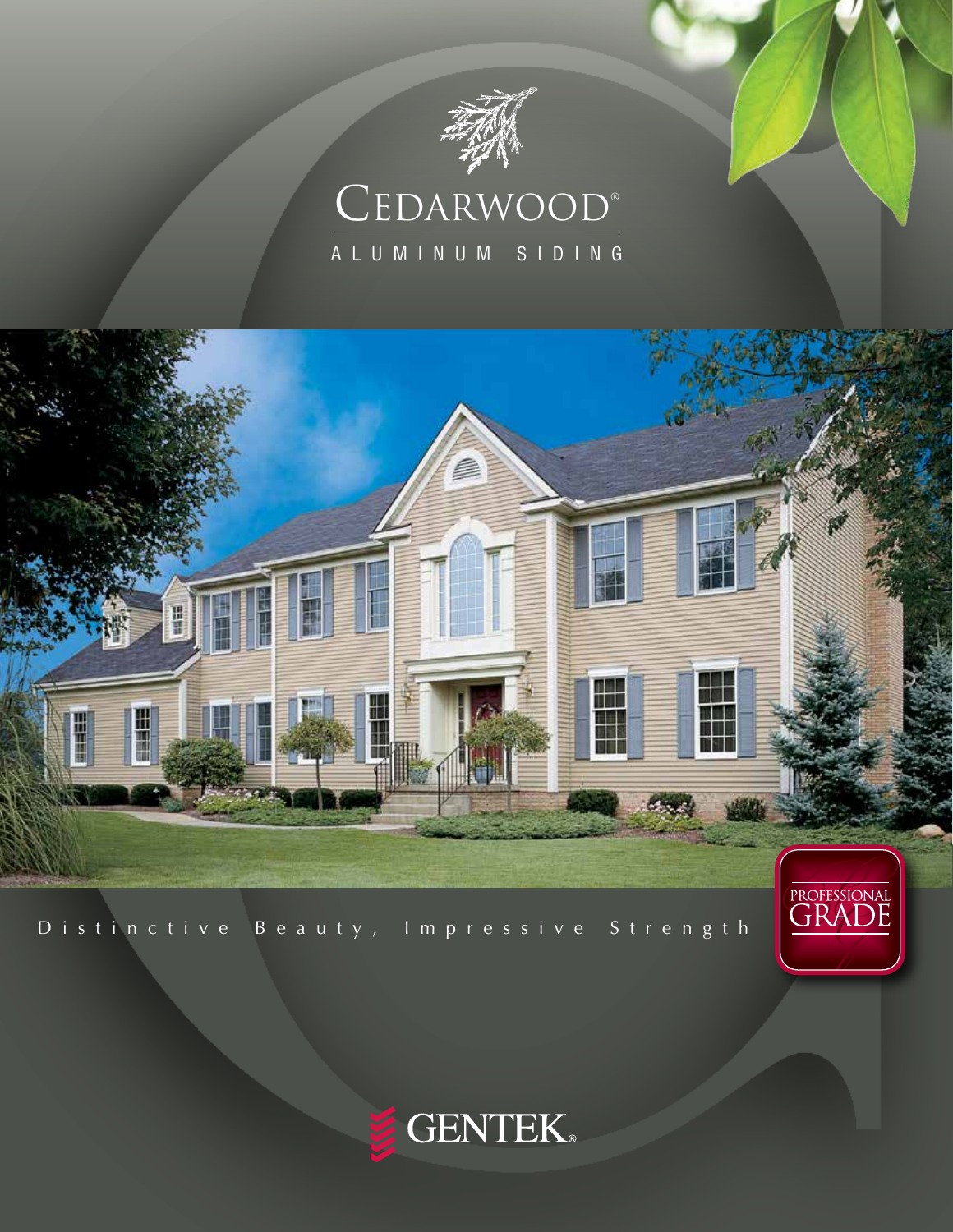# Cedarwood®

ALUMINUM SIDING

Distinctive Beauty, Impressive Strength

PROFESSIONAL GRADE

GENTEK®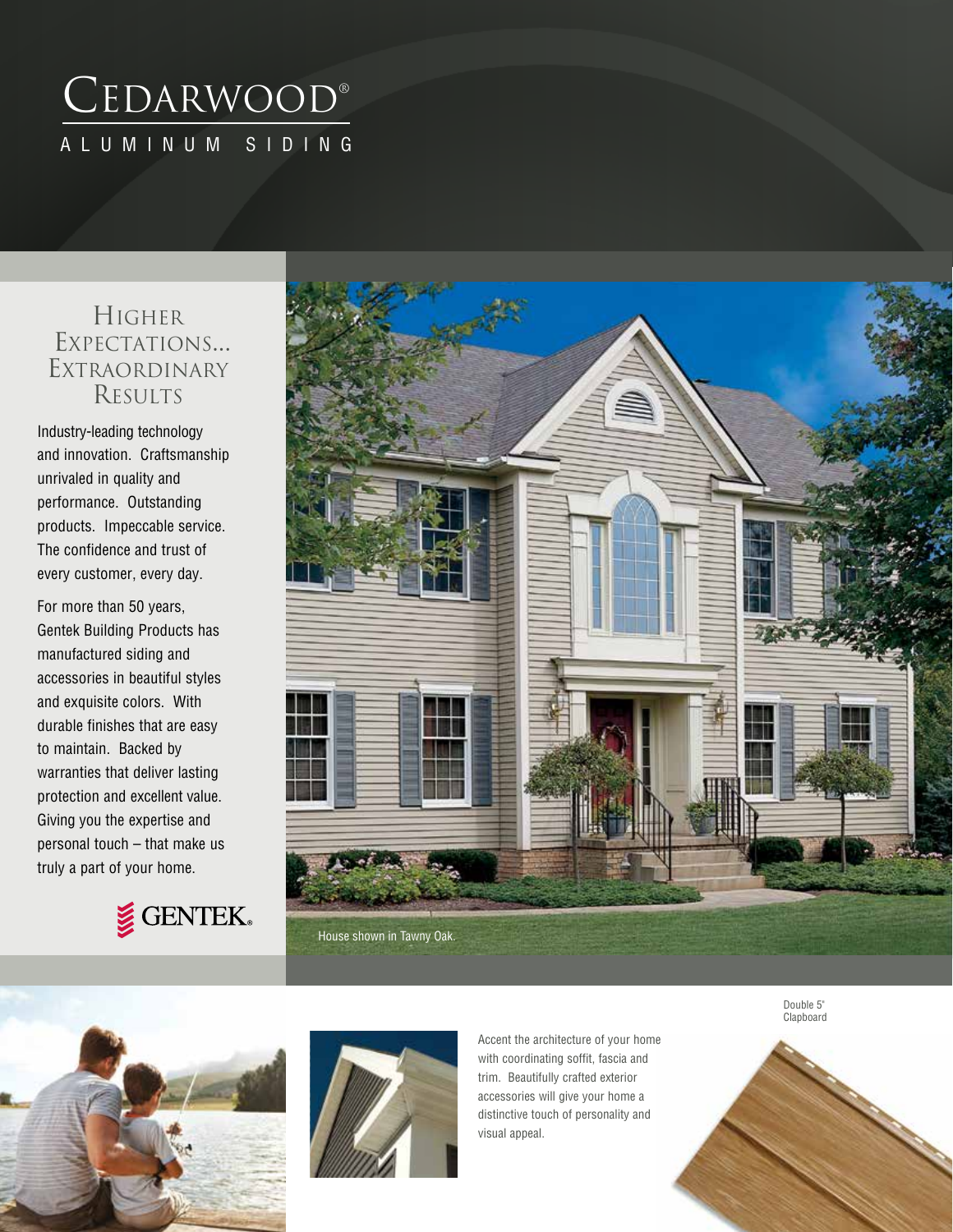# Cedarwood®

## ALUMINUM SIDING

### Higher Expectations... Extraordinary Results

Industry-leading technology and innovation. Craftsmanship unrivaled in quality and performance. Outstanding products. Impeccable service. The confidence and trust of every customer, every day.

For more than 50 years, Gentek Building Products has manufactured siding and accessories in beautiful styles and exquisite colors. With durable finishes that are easy to maintain. Backed by warranties that deliver lasting protection and excellent value. Giving you the expertise and personal touch – that make us truly a part of your home.

GENTEK.

House shown in Tawny Oak.

Accent the architecture of your home with coordinating soffit, fascia and trim. Beautifully crafted exterior accessories will give your home a distinctive touch of personality and visual appeal.

Double 5" Clapboard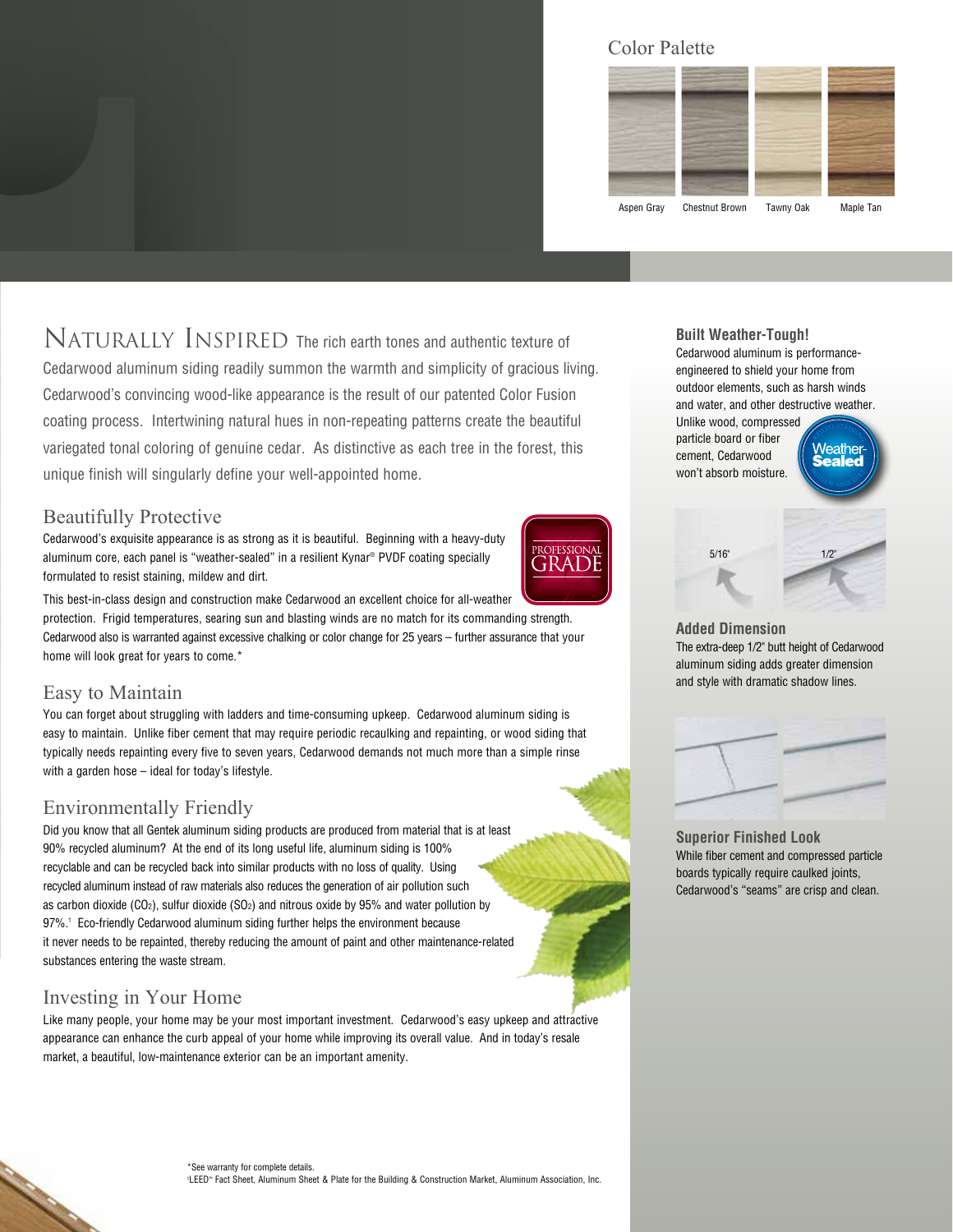## Color Palette

Aspen Gray

Chestnut Brown

Tawny Oak

Maple Tan

# NATURALLY INSPIRED

The rich earth tones and authentic texture of Cedarwood aluminum siding readily summon the warmth and simplicity of gracious living. Cedarwood's convincing wood-like appearance is the result of our patented Color Fusion coating process. Intertwining natural hues in non-repeating patterns create the beautiful variegated tonal coloring of genuine cedar. As distinctive as each tree in the forest, this unique finish will singularly define your well-appointed home.

## Beautifully Protective

Cedarwood's exquisite appearance is as strong as it is beautiful. Beginning with a heavy-duty aluminum core, each panel is "weather-sealed" in a resilient Kynar® PVDF coating specially formulated to resist staining, mildew and dirt.

PROFESSIONAL GRADE

This best-in-class design and construction make Cedarwood an excellent choice for all-weather protection. Frigid temperatures, searing sun and blasting winds are no match for its commanding strength. Cedarwood also is warranted against excessive chalking or color change for 25 years – further assurance that your home will look great for years to come.*

## Easy to Maintain

You can forget about struggling with ladders and time-consuming upkeep. Cedarwood aluminum siding is easy to maintain. Unlike fiber cement that may require periodic recaulking and repainting, or wood siding that typically needs repainting every five to seven years, Cedarwood demands not much more than a simple rinse with a garden hose – ideal for today's lifestyle.

## Environmentally Friendly

Did you know that all Gentek aluminum siding products are produced from material that is at least 90% recycled aluminum? At the end of its long useful life, aluminum siding is 100% recyclable and can be recycled back into similar products with no loss of quality. Using recycled aluminum instead of raw materials also reduces the generation of air pollution such as carbon dioxide ($CO_2$), sulfur dioxide ($SO_2$) and nitrous oxide by 95% and water pollution by 97%.[1] Eco-friendly Cedarwood aluminum siding further helps the environment because it never needs to be repainted, thereby reducing the amount of paint and other maintenance-related substances entering the waste stream.

## Investing in Your Home

Like many people, your home may be your most important investment. Cedarwood's easy upkeep and attractive appearance can enhance the curb appeal of your home while improving its overall value. And in today's resale market, a beautiful, low-maintenance exterior can be an important amenity.

### Built Weather-Tough!

Cedarwood aluminum is performance-engineered to shield your home from outdoor elements, such as harsh winds and water, and other destructive weather. Unlike wood, compressed particle board or fiber cement, Cedarwood won't absorb moisture.

Weather-Sealed

5/16"

1/2"

### Added Dimension

The extra-deep 1/2" butt height of Cedarwood aluminum siding adds greater dimension and style with dramatic shadow lines.

### Superior Finished Look

While fiber cement and compressed particle boards typically require caulked joints, Cedarwood's "seams" are crisp and clean.

*See warranty for complete details.
[1]LEED™ Fact Sheet, Aluminum Sheet & Plate for the Building & Construction Market, Aluminum Association, Inc.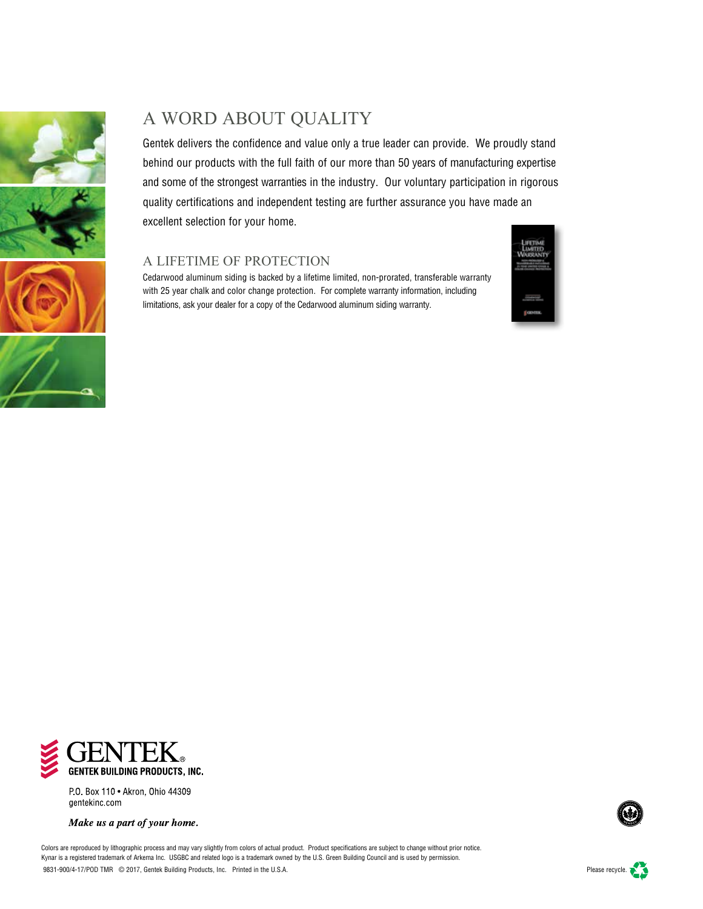# A WORD ABOUT QUALITY

Gentek delivers the confidence and value only a true leader can provide. We proudly stand behind our products with the full faith of our more than 50 years of manufacturing expertise and some of the strongest warranties in the industry. Our voluntary participation in rigorous quality certifications and independent testing are further assurance you have made an excellent selection for your home.

## A LIFETIME OF PROTECTION

Cedarwood aluminum siding is backed by a lifetime limited, non-prorated, transferable warranty with 25 year chalk and color change protection. For complete warranty information, including limitations, ask your dealer for a copy of the Cedarwood aluminum siding warranty.

**GENTEK®**
**GENTEK BUILDING PRODUCTS, INC.**

P.O. Box 110 • Akron, Ohio 44309
gentekinc.com

***Make us a part of your home.***

Colors are reproduced by lithographic process and may vary slightly from colors of actual product. Product specifications are subject to change without prior notice.
Kynar is a registered trademark of Arkema Inc. USGBC and related logo is a trademark owned by the U.S. Green Building Council and is used by permission.

9831-900/4-17/POD TMR © 2017, Gentek Building Products, Inc. Printed in the U.S.A.

Please recycle.